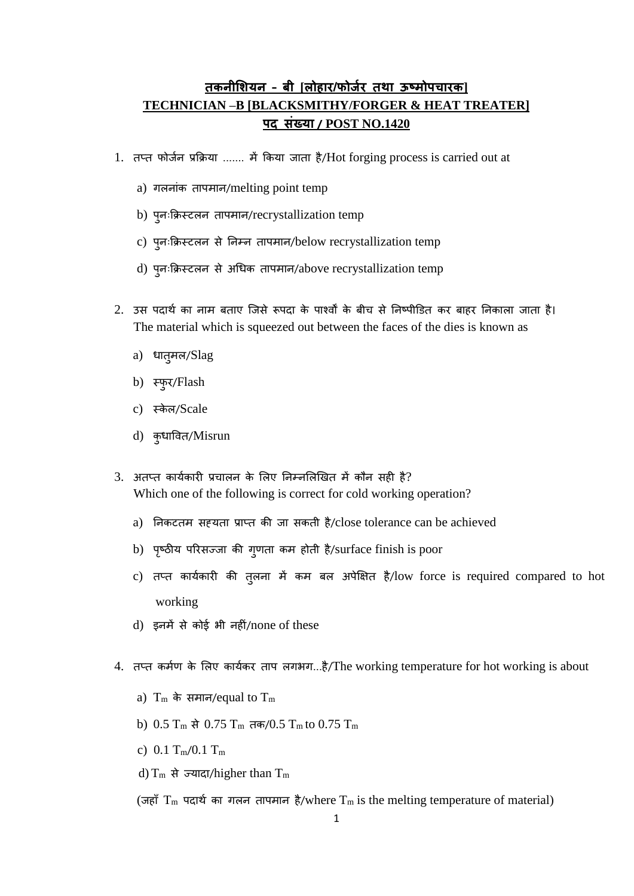# तकनीशियन - बी [लोहार/फोर्जर तथा ऊष्मोपचारक]
# TECHNICIAN –B [BLACKSMITHY/FORGER & HEAT TREATER]
# पद संख्या / POST NO.1420

1. तप्त फोर्जन प्रक्रिया ....... में किया जाता है/Hot forging process is carried out at

   a) गलनांक तापमान/melting point temp

   b) पुनःक्रिस्टलन तापमान/recrystallization temp

   c) पुनःक्रिस्टलन से निम्न तापमान/below recrystallization temp

   d) पुनःक्रिस्टलन से अधिक तापमान/above recrystallization temp

2. उस पदार्थ का नाम बताए जिसे रूपदा के पार्श्वों के बीच से निष्पीडित कर बाहर निकाला जाता है।
   The material which is squeezed out between the faces of the dies is known as

   a) धातुमल/Slag

   b) स्फुर/Flash

   c) स्केल/Scale

   d) कुधावित/Misrun

3. अतप्त कार्यकारी प्रचालन के लिए निम्नलिखित में कौन सही है?
   Which one of the following is correct for cold working operation?

   a) निकटतम सह्यता प्राप्त की जा सकती है/close tolerance can be achieved

   b) पृष्ठीय परिसज्जा की गुणता कम होती है/surface finish is poor

   c) तप्त कार्यकारी की तुलना में कम बल अपेक्षित है/low force is required compared to hot working

   d) इनमें से कोई भी नहीं/none of these

4. तप्त कर्मण के लिए कार्यकर ताप लगभग...है/The working temperature for hot working is about

   a) $T_m$ के समान/equal to $T_m$

   b) $0.5\ T_m$ से $0.75\ T_m$ तक/$0.5\ T_m$ to $0.75\ T_m$

   c) $0.1\ T_m$/$0.1\ T_m$

   d) $T_m$ से ज्यादा/higher than $T_m$

   (जहाँ $T_m$ पदार्थ का गलन तापमान है/where $T_m$ is the melting temperature of material)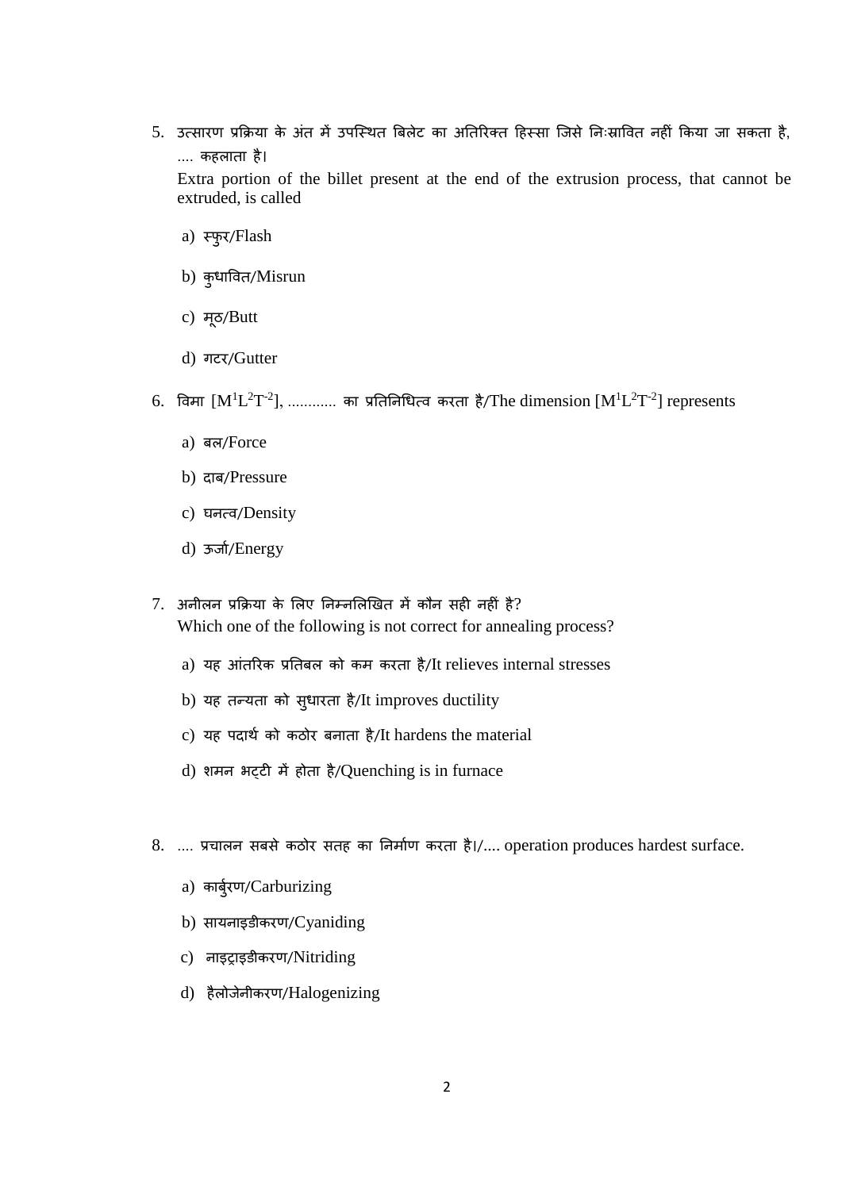5. उत्सारण प्रक्रिया के अंत में उपस्थित बिलेट का अतिरिक्त हिस्सा जिसे निःस्रावित नहीं किया जा सकता है, .... कहलाता है।
   Extra portion of the billet present at the end of the extrusion process, that cannot be extruded, is called

   a) स्फुर/Flash

   b) कुधावित/Misrun

   c) मूठ/Butt

   d) गटर/Gutter

6. विमा $[M^1L^2T^{-2}]$, ........... का प्रतिनिधित्व करता है/The dimension $[M^1L^2T^{-2}]$ represents

   a) बल/Force

   b) दाब/Pressure

   c) घनत्व/Density

   d) ऊर्जा/Energy

7. अनीलन प्रक्रिया के लिए निम्नलिखित में कौन सही नहीं है?
   Which one of the following is not correct for annealing process?

   a) यह आंतरिक प्रतिबल को कम करता है/It relieves internal stresses

   b) यह तन्यता को सुधारता है/It improves ductility

   c) यह पदार्थ को कठोर बनाता है/It hardens the material

   d) शमन भट्टी में होता है/Quenching is in furnace

8. .... प्रचालन सबसे कठोर सतह का निर्माण करता है।/.... operation produces hardest surface.

   a) कार्बुरण/Carburizing

   b) सायनाइडीकरण/Cyaniding

   c) नाइट्राइडीकरण/Nitriding

   d) हैलोजेनीकरण/Halogenizing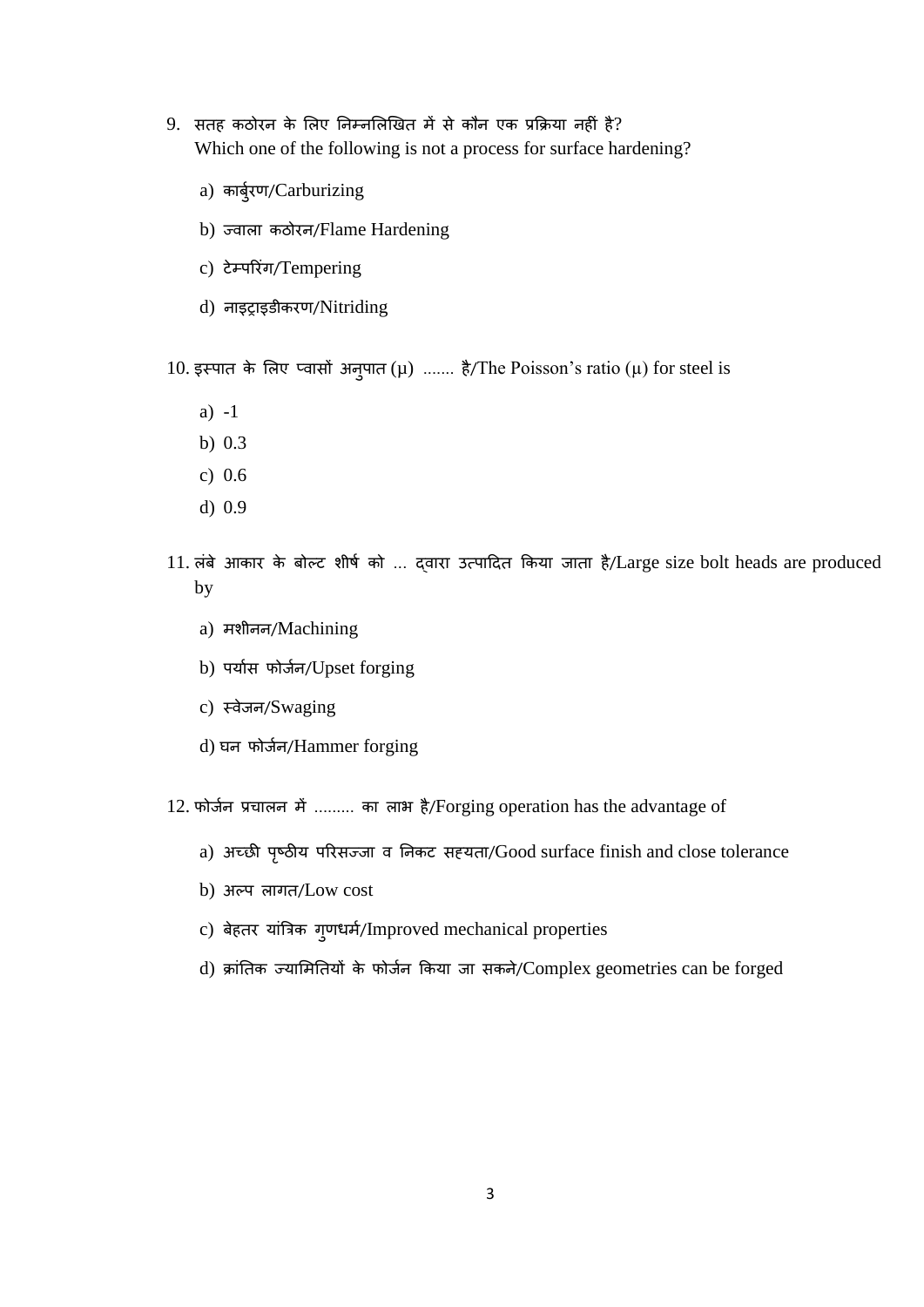9. सतह कठोरन के लिए निम्नलिखित में से कौन एक प्रक्रिया नहीं है?
   Which one of the following is not a process for surface hardening?

   a) कार्बुरण/Carburizing

   b) ज्वाला कठोरन/Flame Hardening

   c) टेम्परिंग/Tempering

   d) नाइट्राइडीकरण/Nitriding

10. इस्पात के लिए प्वासों अनुपात (μ) ....... है/The Poisson's ratio (μ) for steel is

    a) -1
    b) 0.3
    c) 0.6
    d) 0.9

11. लंबे आकार के बोल्ट शीर्ष को ... द्वारा उत्पादित किया जाता है/Large size bolt heads are produced by

    a) मशीनन/Machining

    b) पर्यास फोर्जन/Upset forging

    c) स्वेजन/Swaging

    d) घन फोर्जन/Hammer forging

12. फोर्जन प्रचालन में ......... का लाभ है/Forging operation has the advantage of

    a) अच्छी पृष्ठीय परिसज्जा व निकट सह्यता/Good surface finish and close tolerance

    b) अल्प लागत/Low cost

    c) बेहतर यांत्रिक गुणधर्म/Improved mechanical properties

    d) क्रांतिक ज्यामितियों के फोर्जन किया जा सकने/Complex geometries can be forged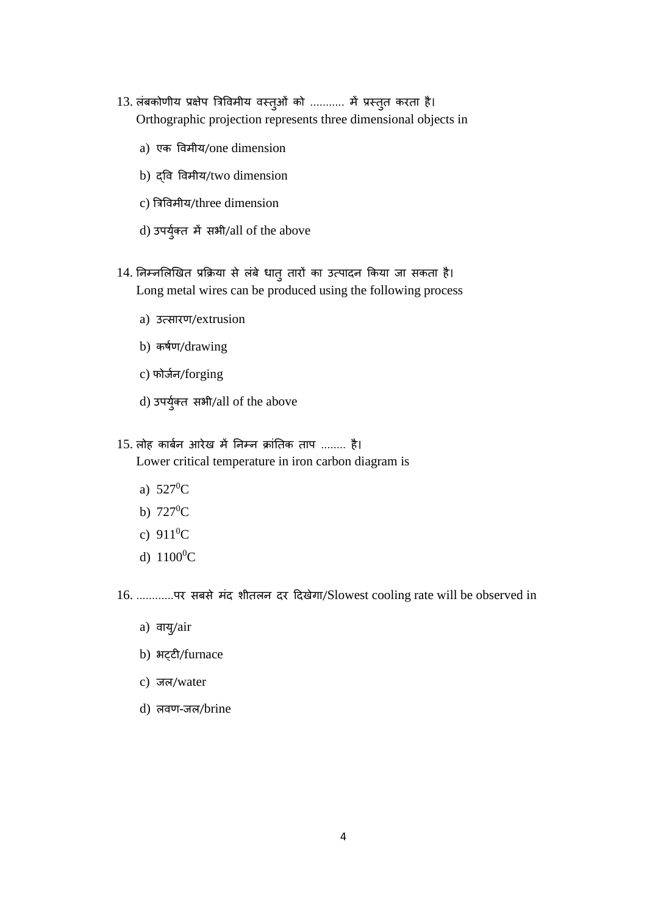13. लंबकोणीय प्रक्षेप त्रिविमीय वस्तुओं को ........... में प्रस्तुत करता है।
   Orthographic projection represents three dimensional objects in

   a) एक विमीय/one dimension

   b) द्वि विमीय/two dimension

   c) त्रिविमीय/three dimension

   d) उपर्युक्त में सभी/all of the above

14. निम्नलिखित प्रक्रिया से लंबे धातु तारों का उत्पादन किया जा सकता है।
   Long metal wires can be produced using the following process

   a) उत्सारण/extrusion

   b) कर्षण/drawing

   c) फोर्जन/forging

   d) उपर्युक्त सभी/all of the above

15. लोह कार्बन आरेख में निम्न क्रांतिक ताप ........ है।
   Lower critical temperature in iron carbon diagram is

   a) $527^0$C

   b) $727^0$C

   c) $911^0$C

   d) $1100^0$C

16. ............पर सबसे मंद शीतलन दर दिखेगा/Slowest cooling rate will be observed in

   a) वायु/air

   b) भट्टी/furnace

   c) जल/water

   d) लवण-जल/brine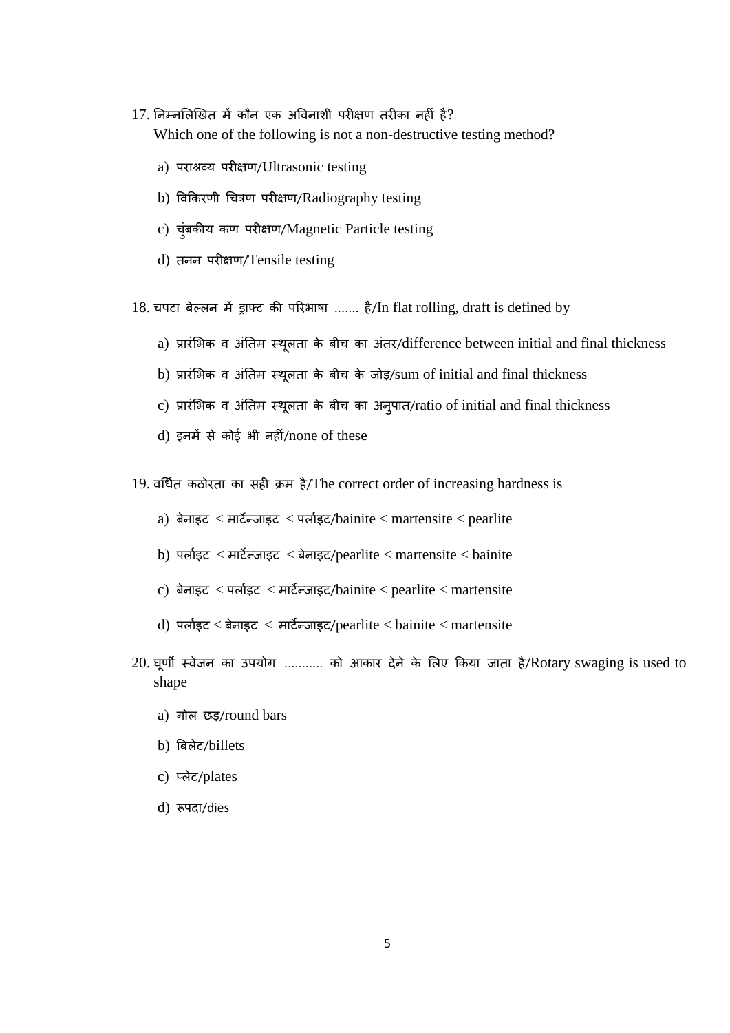17. निम्नलिखित में कौन एक अविनाशी परीक्षण तरीका नहीं है?
Which one of the following is not a non-destructive testing method?

   a) पराश्रव्य परीक्षण/Ultrasonic testing
   b) विकिरणी चित्रण परीक्षण/Radiography testing
   c) चुंबकीय कण परीक्षण/Magnetic Particle testing
   d) तनन परीक्षण/Tensile testing

18. चपटा बेल्लन में ड्राफ्ट की परिभाषा ....... है/In flat rolling, draft is defined by

   a) प्रारंभिक व अंतिम स्थूलता के बीच का अंतर/difference between initial and final thickness
   b) प्रारंभिक व अंतिम स्थूलता के बीच के जोड़/sum of initial and final thickness
   c) प्रारंभिक व अंतिम स्थूलता के बीच का अनुपात/ratio of initial and final thickness
   d) इनमें से कोई भी नहीं/none of these

19. वर्धित कठोरता का सही क्रम है/The correct order of increasing hardness is

   a) बेनाइट < मार्टेन्जाइट < पर्लाइट/bainite < martensite < pearlite
   b) पर्लाइट < मार्टेन्जाइट < बेनाइट/pearlite < martensite < bainite
   c) बेनाइट < पर्लाइट < मार्टेन्जाइट/bainite < pearlite < martensite
   d) पर्लाइट < बेनाइट < मार्टेन्जाइट/pearlite < bainite < martensite

20. घूर्णी स्वेजन का उपयोग ........... को आकार देने के लिए किया जाता है/Rotary swaging is used to shape

   a) गोल छड़/round bars
   b) बिलेट/billets
   c) प्लेट/plates
   d) रूपदा/dies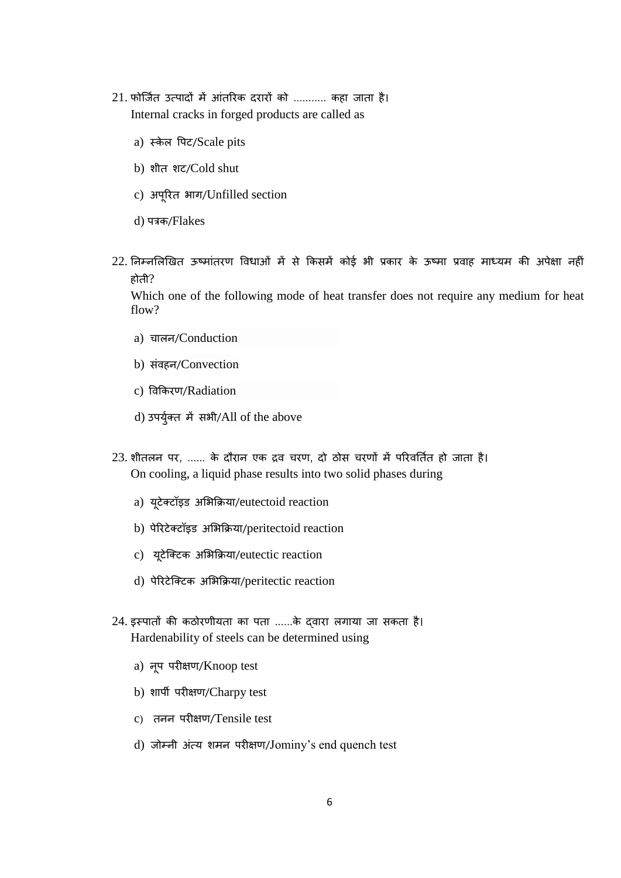21. फोर्जित उत्पादों में आंतरिक दरारों को ........... कहा जाता है।
    Internal cracks in forged products are called as

    a) स्केल पिट/Scale pits

    b) शीत शट/Cold shut

    c) अपूरित भाग/Unfilled section

    d) पत्रक/Flakes

22. निम्नलिखित ऊष्मांतरण विधाओं में से किसमें कोई भी प्रकार के ऊष्मा प्रवाह माध्यम की अपेक्षा नहीं होती?
    Which one of the following mode of heat transfer does not require any medium for heat flow?

    a) चालन/Conduction

    b) संवहन/Convection

    c) विकिरण/Radiation

    d) उपर्युक्त में सभी/All of the above

23. शीतलन पर, ...... के दौरान एक द्रव चरण, दो ठोस चरणों में परिवर्तित हो जाता है।
    On cooling, a liquid phase results into two solid phases during

    a) यूटेक्टॉइड अभिक्रिया/eutectoid reaction

    b) पेरिटेक्टॉइड अभिक्रिया/peritectoid reaction

    c) यूटेक्टिक अभिक्रिया/eutectic reaction

    d) पेरिटेक्टिक अभिक्रिया/peritectic reaction

24. इस्पातों की कठोरणीयता का पता ......के द्वारा लगाया जा सकता है।
    Hardenability of steels can be determined using

    a) नूप परीक्षण/Knoop test

    b) शार्पी परीक्षण/Charpy test

    c) तनन परीक्षण/Tensile test

    d) जोम्नी अंत्य शमन परीक्षण/Jominy's end quench test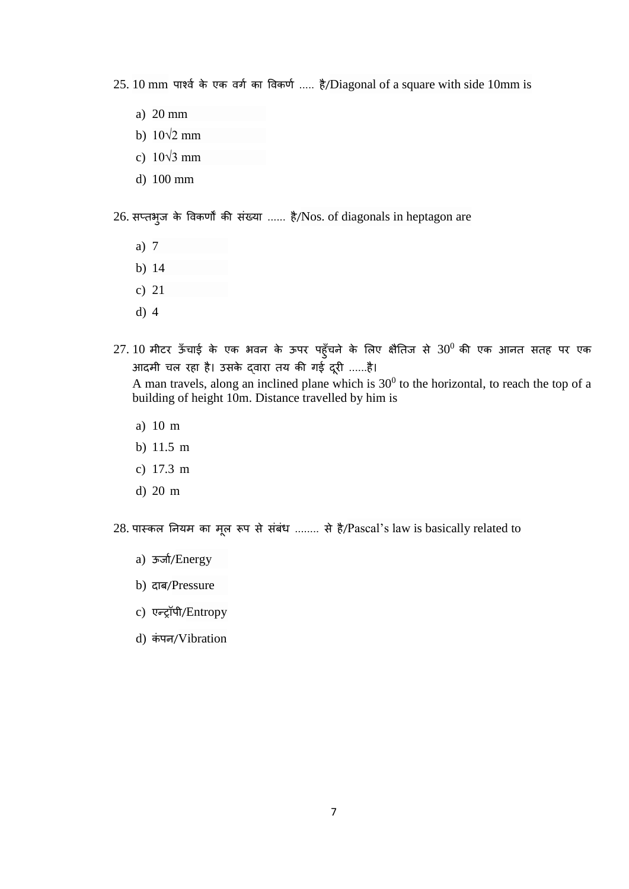25. 10 mm पार्श्व के एक वर्ग का विकर्ण ..... है/Diagonal of a square with side 10mm is

a) 20 mm
b) $10\sqrt{2}$ mm
c) $10\sqrt{3}$ mm
d) 100 mm

26. सप्तभुज के विकर्णों की संख्या ...... है/Nos. of diagonals in heptagon are

a) 7
b) 14
c) 21
d) 4

27. 10 मीटर ऊँचाई के एक भवन के ऊपर पहुँचने के लिए क्षैतिज से $30^0$ की एक आनत सतह पर एक आदमी चल रहा है। उसके द्वारा तय की गई दूरी ......है।
A man travels, along an inclined plane which is $30^0$ to the horizontal, to reach the top of a building of height 10m. Distance travelled by him is

a) 10 m
b) 11.5 m
c) 17.3 m
d) 20 m

28. पास्कल नियम का मूल रूप से संबंध ........ से है/Pascal's law is basically related to

a) ऊर्जा/Energy
b) दाब/Pressure
c) एन्ट्रॉपी/Entropy
d) कंपन/Vibration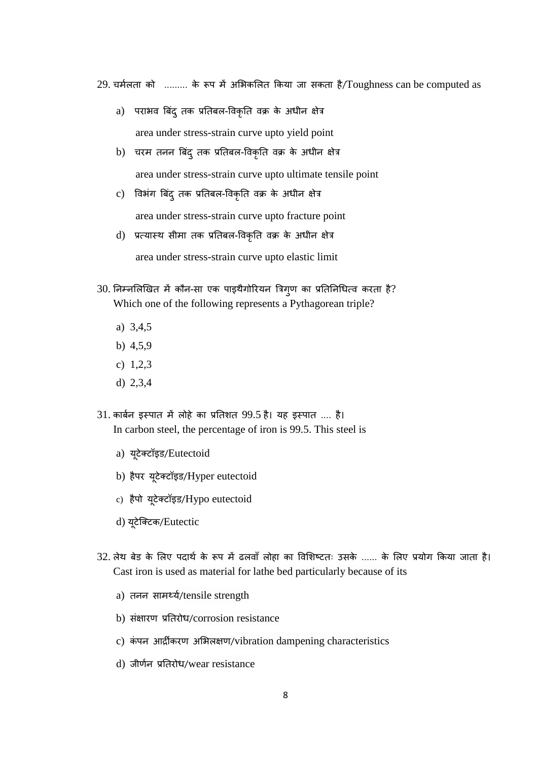29. चर्मलता को ......... के रूप में अभिकलित किया जा सकता है/Toughness can be computed as

   a) पराभव बिंदु तक प्रतिबल-विकृति वक्र के अधीन क्षेत्र

      area under stress-strain curve upto yield point

   b) चरम तनन बिंदु तक प्रतिबल-विकृति वक्र के अधीन क्षेत्र

      area under stress-strain curve upto ultimate tensile point

   c) विभंग बिंदु तक प्रतिबल-विकृति वक्र के अधीन क्षेत्र

      area under stress-strain curve upto fracture point

   d) प्रत्यास्थ सीमा तक प्रतिबल-विकृति वक्र के अधीन क्षेत्र

      area under stress-strain curve upto elastic limit

30. निम्नलिखित में कौन-सा एक पाइथैगोरियन त्रिगुण का प्रतिनिधित्व करता है?
    Which one of the following represents a Pythagorean triple?

   a) 3,4,5
   b) 4,5,9
   c) 1,2,3
   d) 2,3,4

31. कार्बन इस्पात में लोहे का प्रतिशत 99.5 है। यह इस्पात .... है।
    In carbon steel, the percentage of iron is 99.5. This steel is

   a) यूटेक्टॉइड/Eutectoid
   b) हैपर यूटेक्टॉइड/Hyper eutectoid
   c) हैपो यूटेक्टॉइड/Hypo eutectoid
   d) यूटेक्टिक/Eutectic

32. लेथ बेड के लिए पदार्थ के रूप में ढलवाँ लोहा का विशिष्टतः उसके ...... के लिए प्रयोग किया जाता है।
    Cast iron is used as material for lathe bed particularly because of its

   a) तनन सामर्थ्य/tensile strength
   b) संक्षारण प्रतिरोध/corrosion resistance
   c) कंपन आर्द्रीकरण अभिलक्षण/vibration dampening characteristics
   d) जीर्णन प्रतिरोध/wear resistance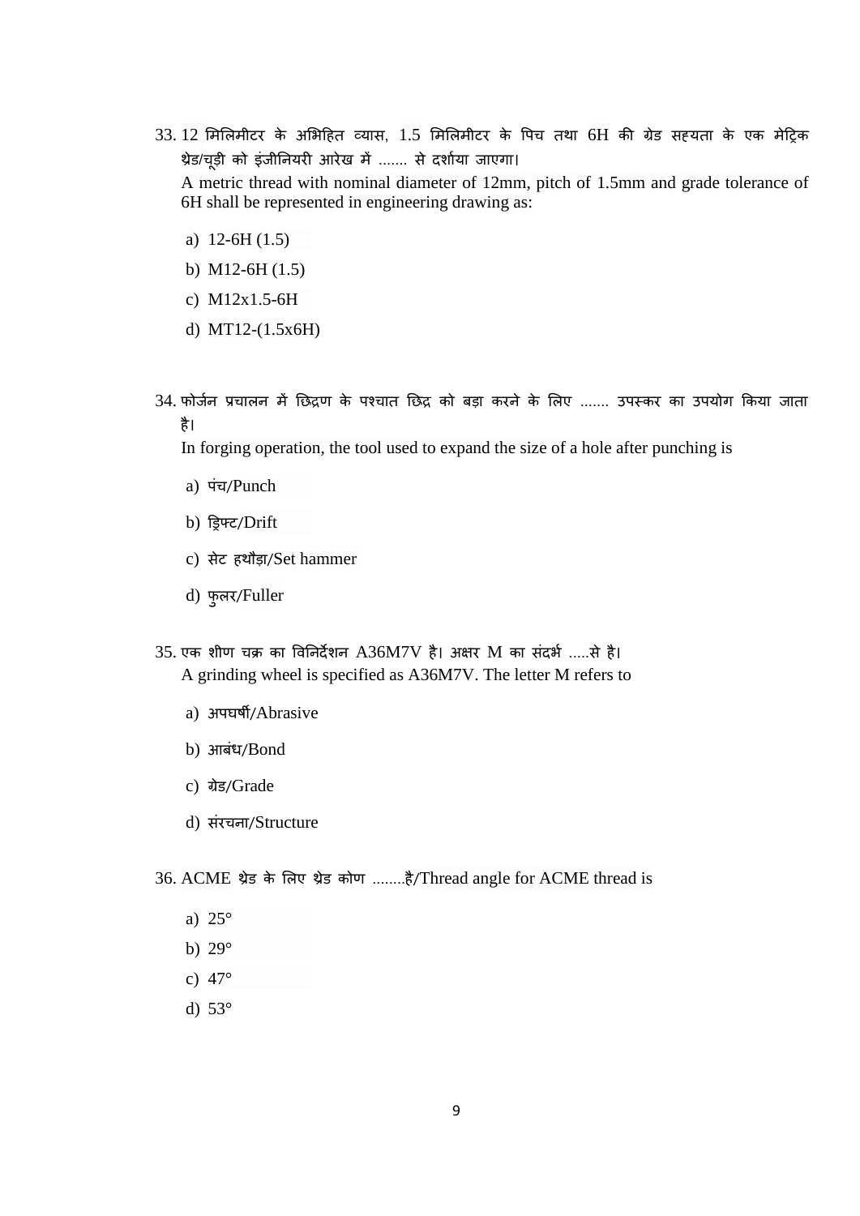33. 12 मिलिमीटर के अभिहित व्यास, 1.5 मिलिमीटर के पिच तथा 6H की ग्रेड सह्यता के एक मेट्रिक थ्रेड/चूड़ी को इंजीनियरी आरेख में ....... से दर्शाया जाएगा।
A metric thread with nominal diameter of 12mm, pitch of 1.5mm and grade tolerance of 6H shall be represented in engineering drawing as:

a) 12-6H (1.5)
b) M12-6H (1.5)
c) M12x1.5-6H
d) MT12-(1.5x6H)

34. फोर्जन प्रचालन में छिद्रण के पश्चात छिद्र को बड़ा करने के लिए ....... उपस्कर का उपयोग किया जाता है।
In forging operation, the tool used to expand the size of a hole after punching is

a) पंच/Punch
b) ड्रिफ्ट/Drift
c) सेट हथौड़ा/Set hammer
d) फुलर/Fuller

35. एक शीण चक्र का विनिर्देशन A36M7V है। अक्षर M का संदर्भ .....से है।
A grinding wheel is specified as A36M7V. The letter M refers to

a) अपघर्षी/Abrasive
b) आबंध/Bond
c) ग्रेड/Grade
d) संरचना/Structure

36. ACME थ्रेड के लिए थ्रेड कोण ........है/Thread angle for ACME thread is

a) 25°
b) 29°
c) 47°
d) 53°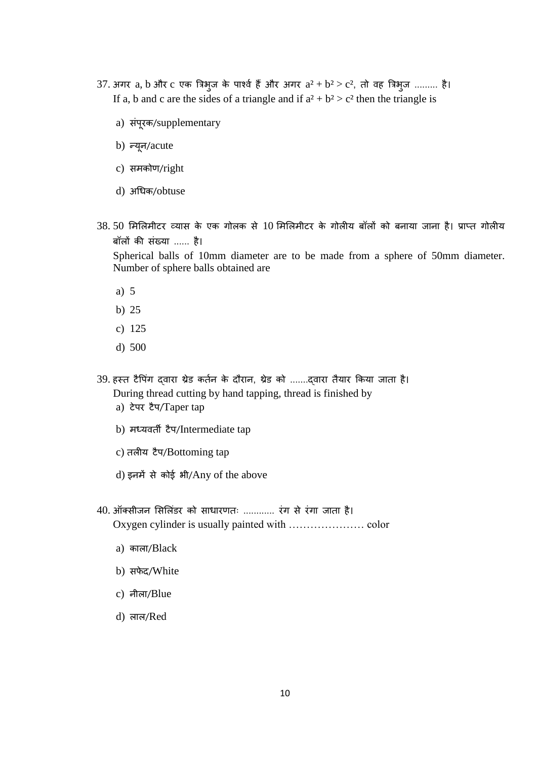37. अगर a, b और c एक त्रिभुज के पार्श्व हैं और अगर $a^2 + b^2 > c^2$, तो वह त्रिभुज ......... है।
If a, b and c are the sides of a triangle and if $a^2 + b^2 > c^2$ then the triangle is

 a) संपूरक/supplementary

 b) न्यून/acute

 c) समकोण/right

 d) अधिक/obtuse

38. 50 मिलिमीटर व्यास के एक गोलक से 10 मिलिमीटर के गोलीय बॉलों को बनाया जाना है। प्राप्त गोलीय बॉलों की संख्या ...... है।
Spherical balls of 10mm diameter are to be made from a sphere of 50mm diameter. Number of sphere balls obtained are

 a) 5

 b) 25

 c) 125

 d) 500

39. हस्त टैपिंग द्वारा थ्रेड कर्तन के दौरान, थ्रेड को .......द्वारा तैयार किया जाता है।
During thread cutting by hand tapping, thread is finished by

 a) टेपर टैप/Taper tap

 b) मध्यवर्ती टैप/Intermediate tap

 c) तलीय टैप/Bottoming tap

 d) इनमें से कोई भी/Any of the above

40. ऑक्सीजन सिलिंडर को साधारणतः ............ रंग से रंगा जाता है।
Oxygen cylinder is usually painted with ………………… color

 a) काला/Black

 b) सफेद/White

 c) नीला/Blue

 d) लाल/Red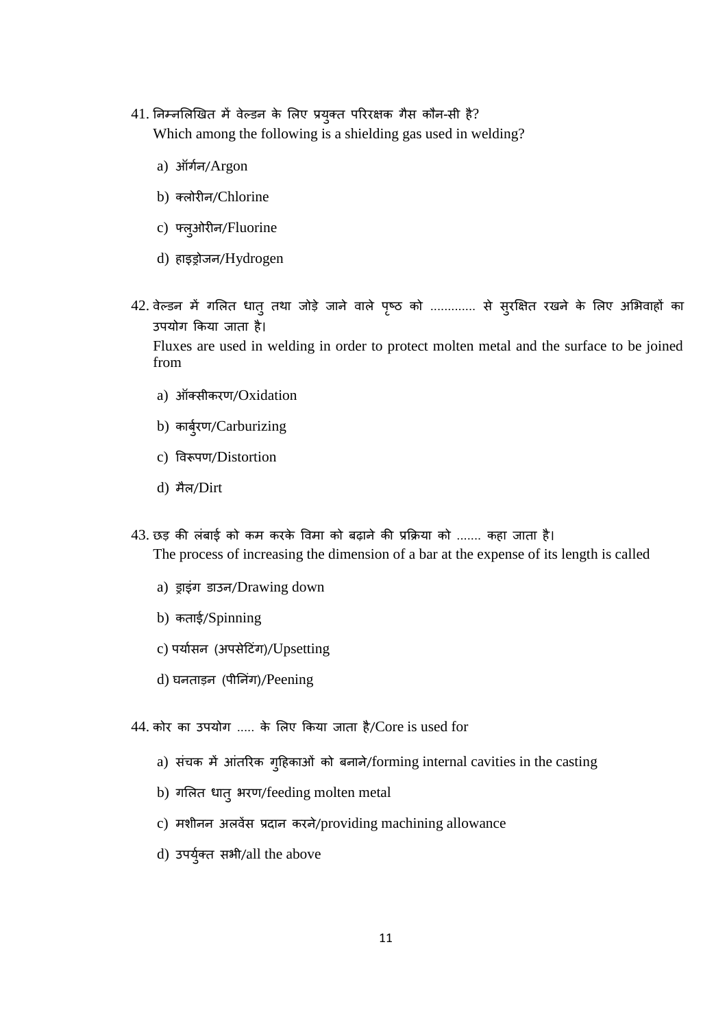41. निम्नलिखित में वेल्डन के लिए प्रयुक्त परिरक्षक गैस कौन-सी है?
    Which among the following is a shielding gas used in welding?

    a) ऑर्गन/Argon

    b) क्लोरीन/Chlorine

    c) फ्लुओरीन/Fluorine

    d) हाइड्रोजन/Hydrogen

42. वेल्डन में गलित धातु तथा जोड़े जाने वाले पृष्ठ को ............ से सुरक्षित रखने के लिए अभिवाहों का उपयोग किया जाता है।
    Fluxes are used in welding in order to protect molten metal and the surface to be joined from

    a) ऑक्सीकरण/Oxidation

    b) कार्बुरण/Carburizing

    c) विरूपण/Distortion

    d) मैल/Dirt

43. छड़ की लंबाई को कम करके विमा को बढ़ाने की प्रक्रिया को ....... कहा जाता है।
    The process of increasing the dimension of a bar at the expense of its length is called

    a) ड्राइंग डाउन/Drawing down

    b) कताई/Spinning

    c) पर्यासन (अपसेटिंग)/Upsetting

    d) घनताड़न (पीनिंग)/Peening

44. कोर का उपयोग ..... के लिए किया जाता है/Core is used for

    a) संचक में आंतरिक गुहिकाओं को बनाने/forming internal cavities in the casting

    b) गलित धातु भरण/feeding molten metal

    c) मशीनन अलवेंस प्रदान करने/providing machining allowance

    d) उपर्युक्त सभी/all the above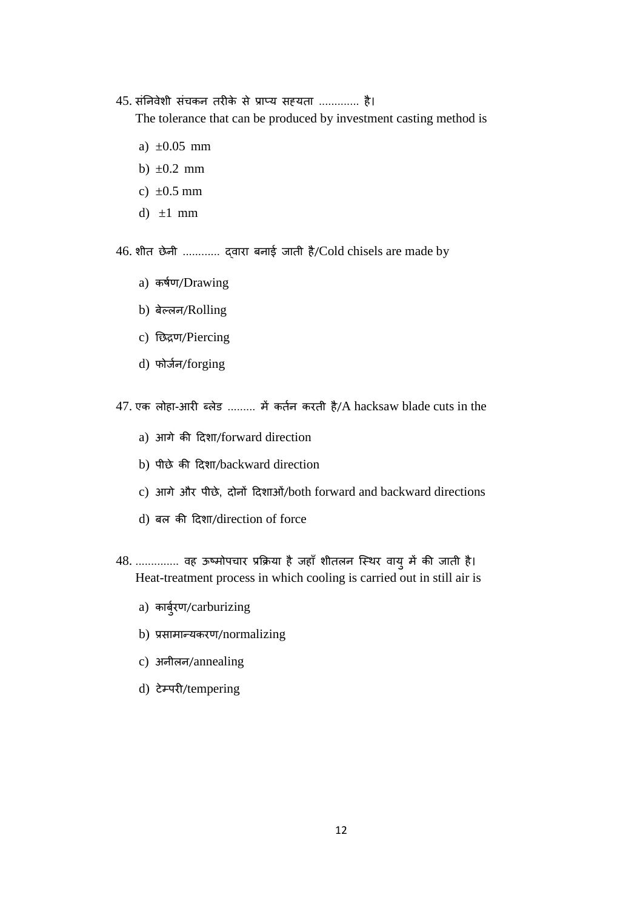45. संनिवेशी संचकन तरीके से प्राप्य सह्यता ............. है।
The tolerance that can be produced by investment casting method is

a) ±0.05 mm
b) ±0.2 mm
c) ±0.5 mm
d) ±1 mm

46. शीत छेनी ............ द्वारा बनाई जाती है/Cold chisels are made by

a) कर्षण/Drawing
b) बेल्लन/Rolling
c) छिद्रण/Piercing
d) फोर्जन/forging

47. एक लोहा-आरी ब्लेड ......... में कर्तन करती है/A hacksaw blade cuts in the

a) आगे की दिशा/forward direction
b) पीछे की दिशा/backward direction
c) आगे और पीछे, दोनों दिशाओं/both forward and backward directions
d) बल की दिशा/direction of force

48. ............. वह ऊष्मोपचार प्रक्रिया है जहाँ शीतलन स्थिर वायु में की जाती है।
Heat-treatment process in which cooling is carried out in still air is

a) कार्बुरण/carburizing
b) प्रसामान्यकरण/normalizing
c) अनीलन/annealing
d) टेम्परी/tempering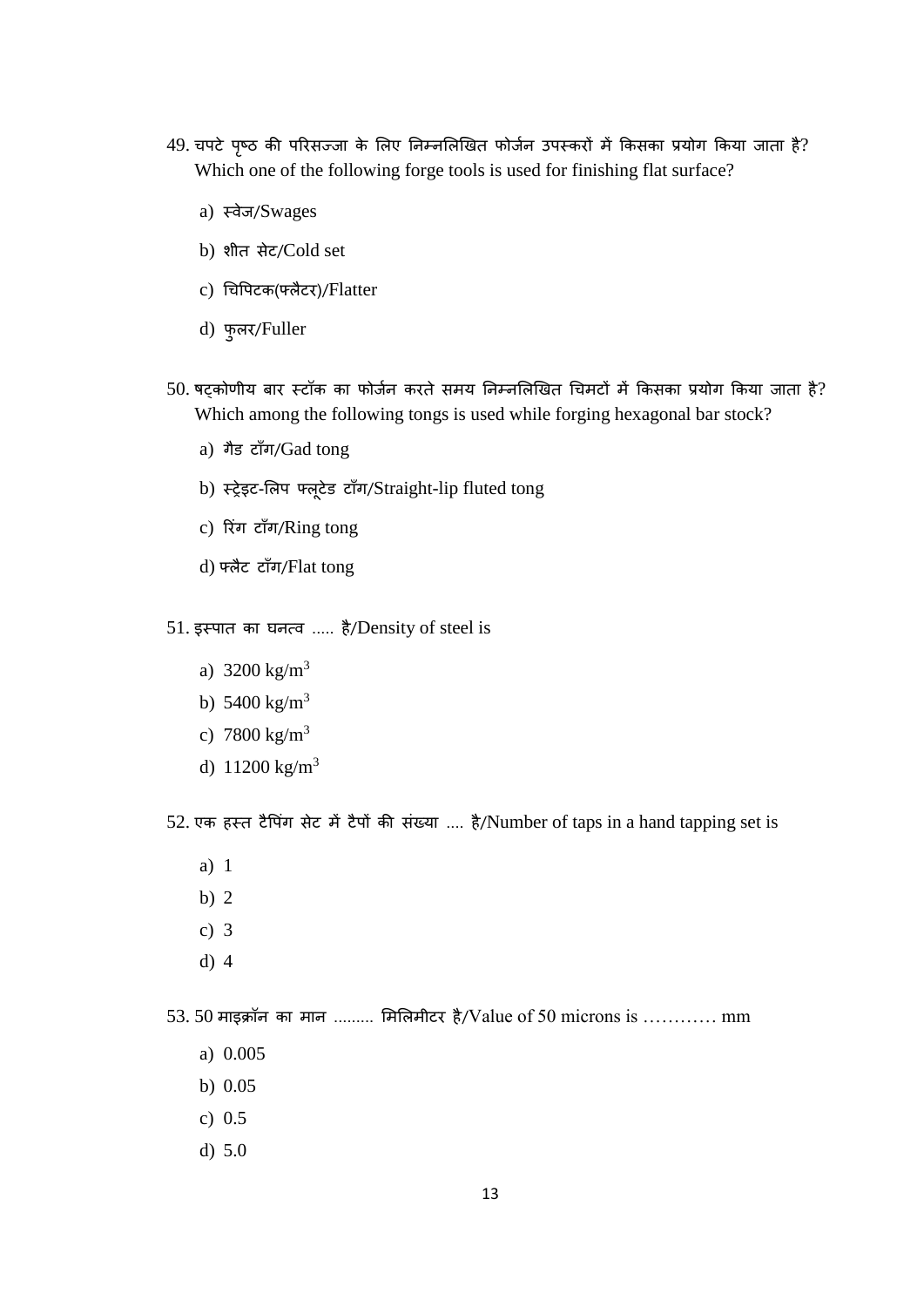49. चपटे पृष्ठ की परिसज्जा के लिए निम्नलिखित फोर्जन उपस्करों में किसका प्रयोग किया जाता है?
Which one of the following forge tools is used for finishing flat surface?

a) स्वेज/Swages

b) शीत सेट/Cold set

c) चिपिटक(फ्लैटर)/Flatter

d) फुलर/Fuller

50. षट्कोणीय बार स्टॉक का फोर्जन करते समय निम्नलिखित चिमटों में किसका प्रयोग किया जाता है?
Which among the following tongs is used while forging hexagonal bar stock?

a) गैड टाँग/Gad tong

b) स्ट्रेइट-लिप फ्लूटेड टाँग/Straight-lip fluted tong

c) रिंग टाँग/Ring tong

d) फ्लैट टाँग/Flat tong

51. इस्पात का घनत्व ..... है/Density of steel is

a) 3200 kg/$m^3$

b) 5400 kg/$m^3$

c) 7800 kg/$m^3$

d) 11200 kg/$m^3$

52. एक हस्त टैपिंग सेट में टैपों की संख्या .... है/Number of taps in a hand tapping set is

a) 1

b) 2

c) 3

d) 4

53. 50 माइक्रॉन का मान ......... मिलिमीटर है/Value of 50 microns is ………… mm

a) 0.005

b) 0.05

c) 0.5

d) 5.0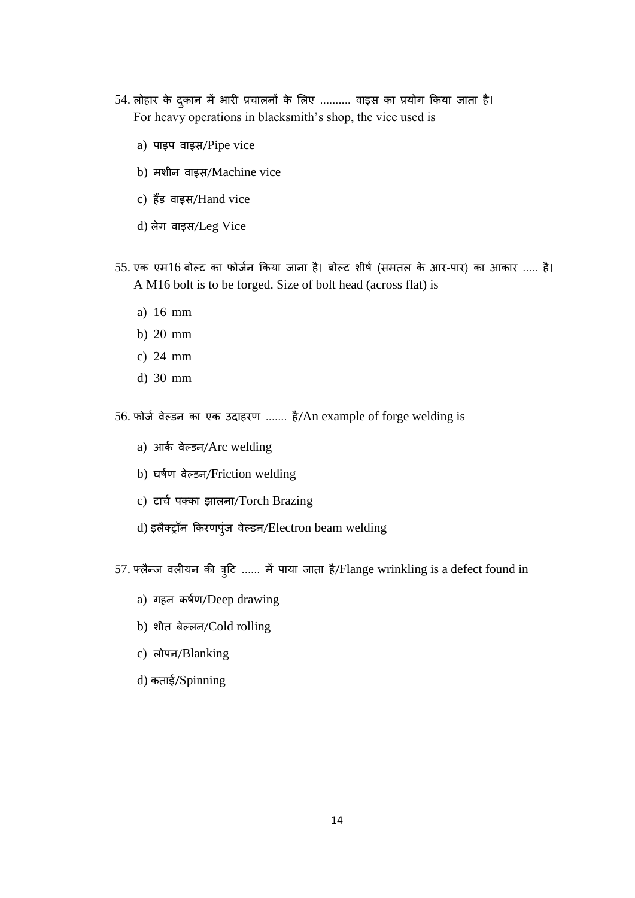54. लोहार के दुकान में भारी प्रचालनों के लिए .......... वाइस का प्रयोग किया जाता है।
For heavy operations in blacksmith's shop, the vice used is

a) पाइप वाइस/Pipe vice

b) मशीन वाइस/Machine vice

c) हैंड वाइस/Hand vice

d) लेग वाइस/Leg Vice

55. एक एम16 बोल्ट का फोर्जन किया जाना है। बोल्ट शीर्ष (समतल के आर-पार) का आकार ..... है।
A M16 bolt is to be forged. Size of bolt head (across flat) is

a) 16 mm

b) 20 mm

c) 24 mm

d) 30 mm

56. फोर्ज वेल्डन का एक उदाहरण ....... है/An example of forge welding is

a) आर्क वेल्डन/Arc welding

b) घर्षण वेल्डन/Friction welding

c) टार्च पक्का झालना/Torch Brazing

d) इलैक्ट्रॉन किरणपुंज वेल्डन/Electron beam welding

57. फ्लैन्ज वलीयन की त्रुटि ...... में पाया जाता है/Flange wrinkling is a defect found in

a) गहन कर्षण/Deep drawing

b) शीत बेल्लन/Cold rolling

c) लोपन/Blanking

d) कताई/Spinning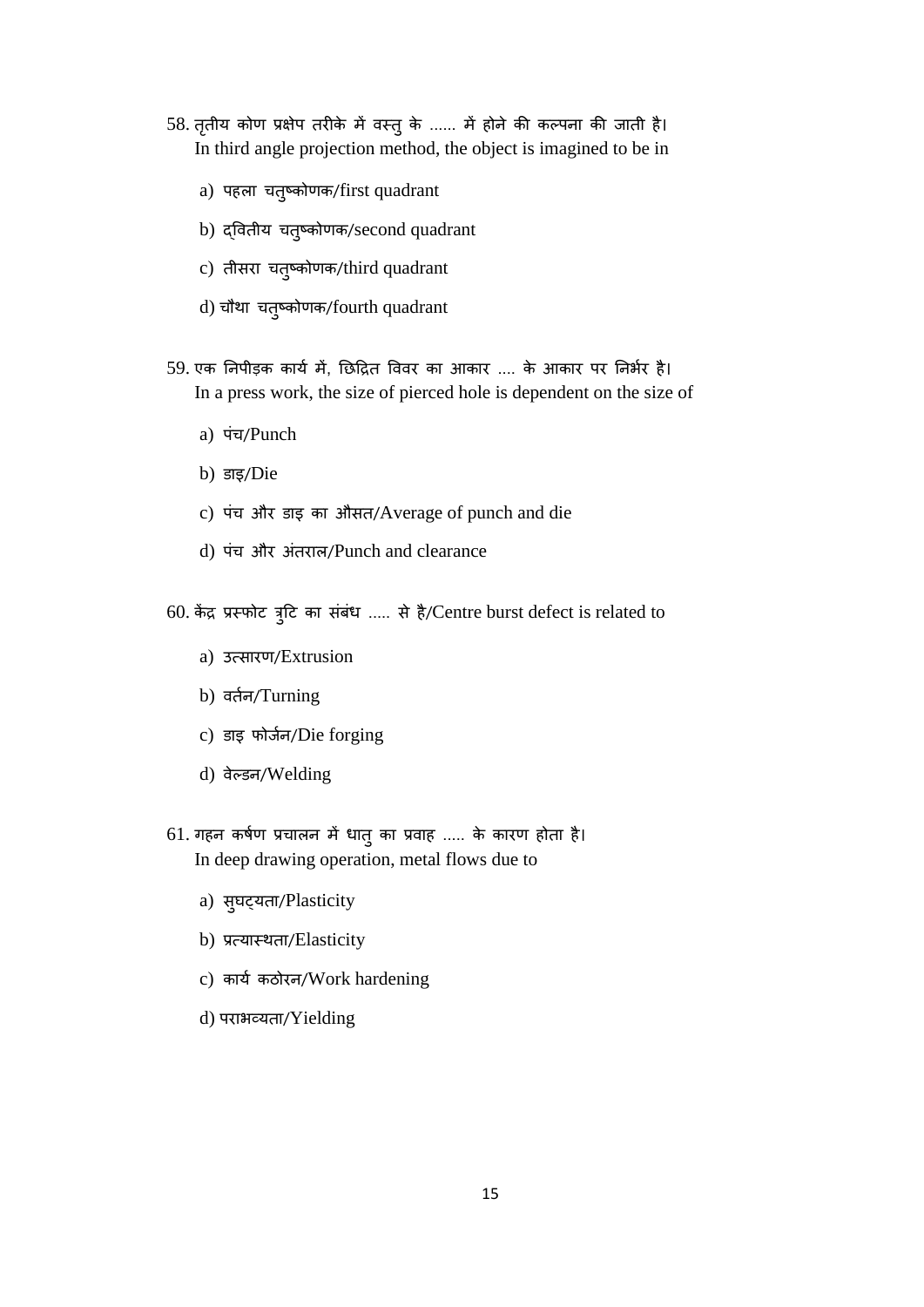58. तृतीय कोण प्रक्षेप तरीके में वस्तु के ...... में होने की कल्पना की जाती है।
In third angle projection method, the object is imagined to be in

a) पहला चतुष्कोणक/first quadrant

b) द्वितीय चतुष्कोणक/second quadrant

c) तीसरा चतुष्कोणक/third quadrant

d) चौथा चतुष्कोणक/fourth quadrant

59. एक निपीड़क कार्य में, छिद्रित विवर का आकार .... के आकार पर निर्भर है।
In a press work, the size of pierced hole is dependent on the size of

a) पंच/Punch

b) डाइ/Die

c) पंच और डाइ का औसत/Average of punch and die

d) पंच और अंतराल/Punch and clearance

60. केंद्र प्रस्फोट त्रुटि का संबंध ..... से है/Centre burst defect is related to

a) उत्सारण/Extrusion

b) वर्तन/Turning

c) डाइ फोर्जन/Die forging

d) वेल्डन/Welding

61. गहन कर्षण प्रचालन में धातु का प्रवाह ..... के कारण होता है।
In deep drawing operation, metal flows due to

a) सुघट्यता/Plasticity

b) प्रत्यास्थता/Elasticity

c) कार्य कठोरन/Work hardening

d) पराभव्यता/Yielding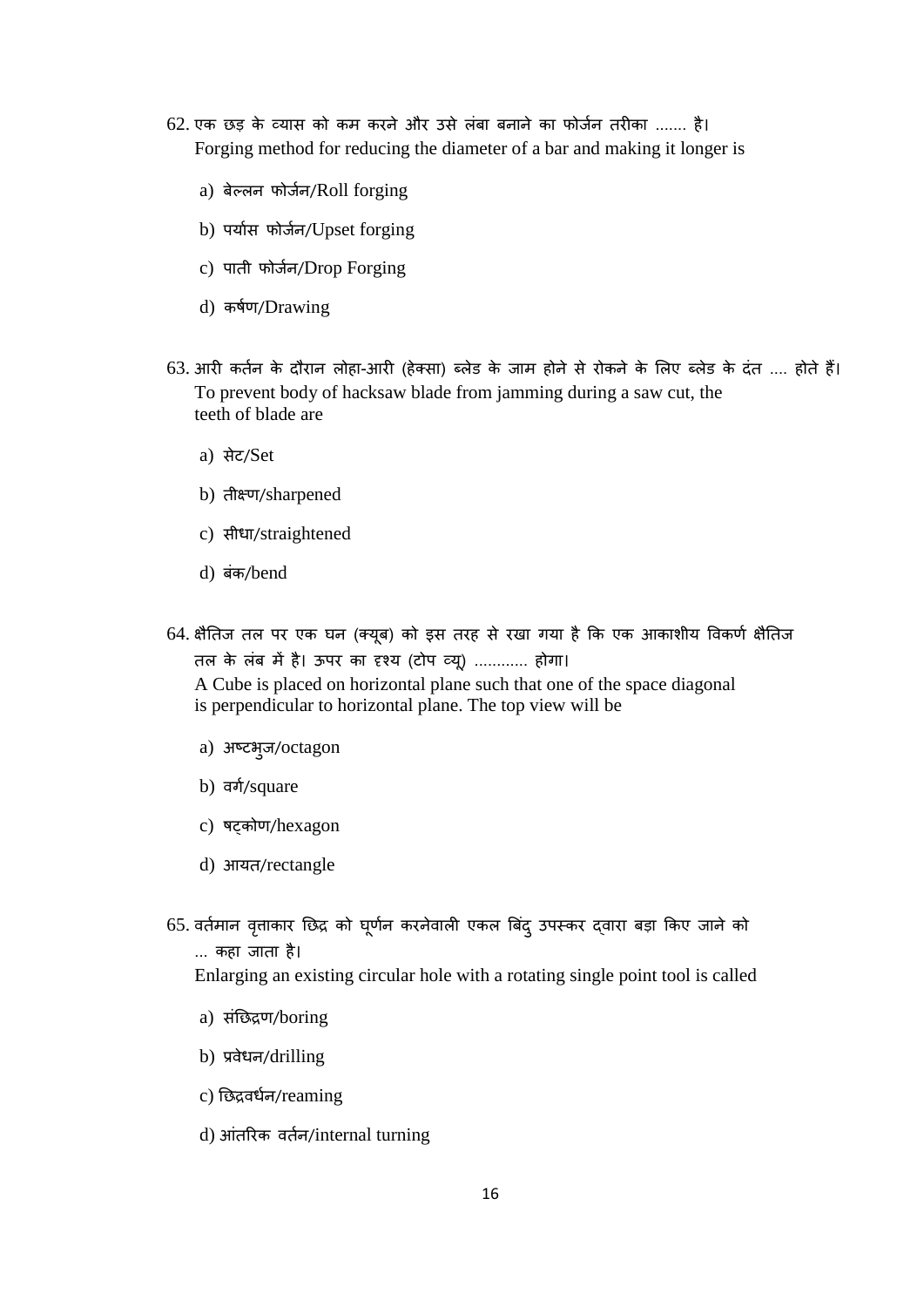62. एक छड़ के व्यास को कम करने और उसे लंबा बनाने का फोर्जन तरीका ....... है।
Forging method for reducing the diameter of a bar and making it longer is

a) बेल्लन फोर्जन/Roll forging

b) पर्यास फोर्जन/Upset forging

c) पाती फोर्जन/Drop Forging

d) कर्षण/Drawing

63. आरी कर्तन के दौरान लोहा-आरी (हेक्सा) ब्लेड के जाम होने से रोकने के लिए ब्लेड के दंत .... होते हैं।
To prevent body of hacksaw blade from jamming during a saw cut, the teeth of blade are

a) सेट/Set

b) तीक्ष्ण/sharpened

c) सीधा/straightened

d) बंक/bend

64. क्षैतिज तल पर एक घन (क्यूब) को इस तरह से रखा गया है कि एक आकाशीय विकर्ण क्षैतिज तल के लंब में है। ऊपर का दृश्य (टोप व्यू) ............ होगा।
A Cube is placed on horizontal plane such that one of the space diagonal is perpendicular to horizontal plane. The top view will be

a) अष्टभुज/octagon

b) वर्ग/square

c) षट्कोण/hexagon

d) आयत/rectangle

65. वर्तमान वृत्ताकार छिद्र को घूर्णन करनेवाली एकल बिंदु उपस्कर द्वारा बड़ा किए जाने को ... कहा जाता है।
Enlarging an existing circular hole with a rotating single point tool is called

a) संछिद्रण/boring

b) प्रवेधन/drilling

c) छिद्रवर्धन/reaming

d) आंतरिक वर्तन/internal turning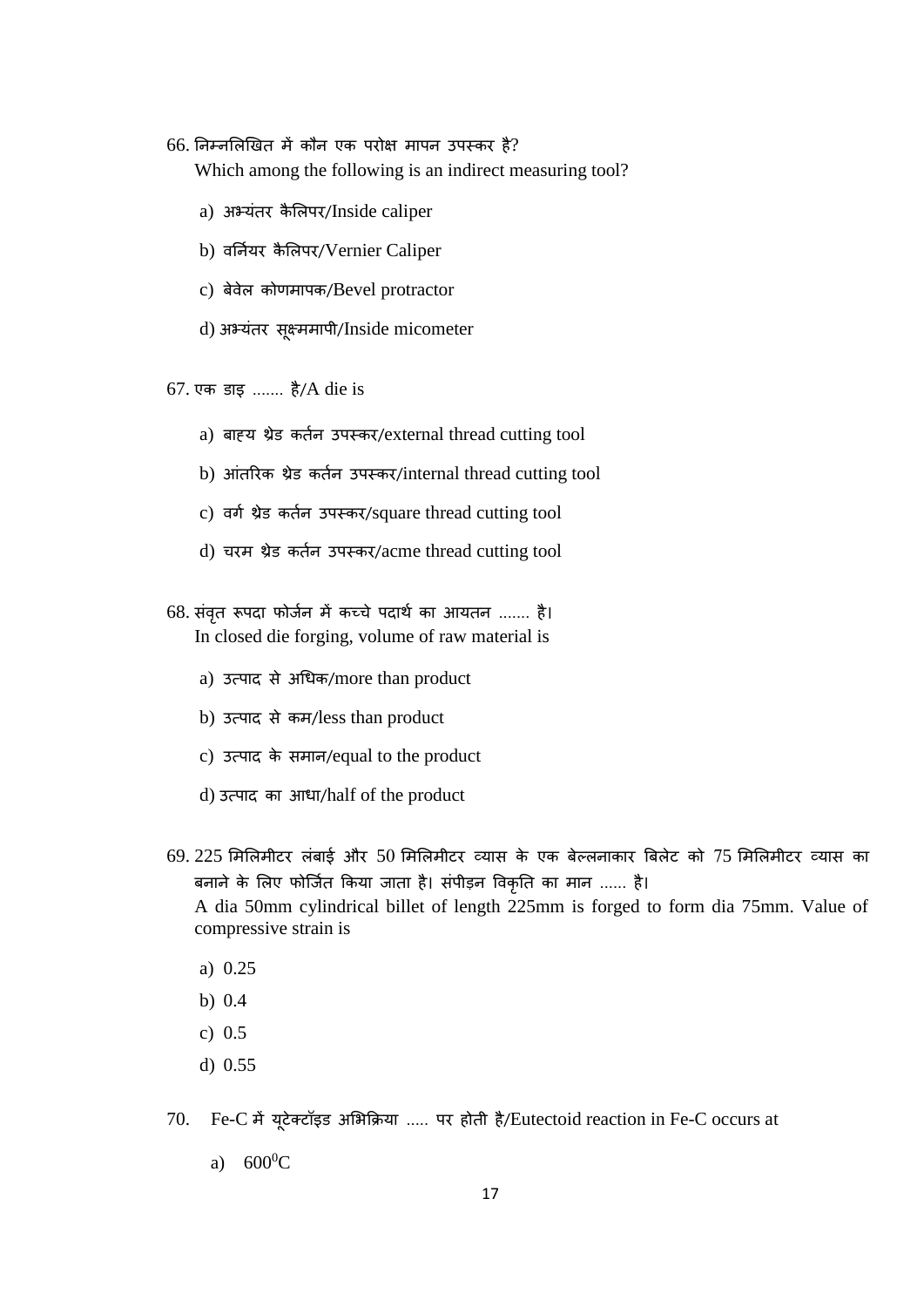66. निम्नलिखित में कौन एक परोक्ष मापन उपस्कर है?
Which among the following is an indirect measuring tool?

a) अभ्यंतर कैलिपर/Inside caliper

b) वर्नियर कैलिपर/Vernier Caliper

c) बेवेल कोणमापक/Bevel protractor

d) अभ्यंतर सूक्ष्ममापी/Inside micometer

67. एक डाइ ....... है/A die is

a) बाह्य थ्रेड कर्तन उपस्कर/external thread cutting tool

b) आंतरिक थ्रेड कर्तन उपस्कर/internal thread cutting tool

c) वर्ग थ्रेड कर्तन उपस्कर/square thread cutting tool

d) चरम थ्रेड कर्तन उपस्कर/acme thread cutting tool

68. संवृत रूपदा फोर्जन में कच्चे पदार्थ का आयतन ....... है।
In closed die forging, volume of raw material is

a) उत्पाद से अधिक/more than product

b) उत्पाद से कम/less than product

c) उत्पाद के समान/equal to the product

d) उत्पाद का आधा/half of the product

69. 225 मिलिमीटर लंबाई और 50 मिलिमीटर व्यास के एक बेल्लनाकार बिलेट को 75 मिलिमीटर व्यास का बनाने के लिए फोर्जित किया जाता है। संपीड़न विकृति का मान ...... है।
A dia 50mm cylindrical billet of length 225mm is forged to form dia 75mm. Value of compressive strain is

a) 0.25

b) 0.4

c) 0.5

d) 0.55

70. Fe-C में यूटेक्टॉइड अभिक्रिया ..... पर होती है/Eutectoid reaction in Fe-C occurs at

a) $600^0$C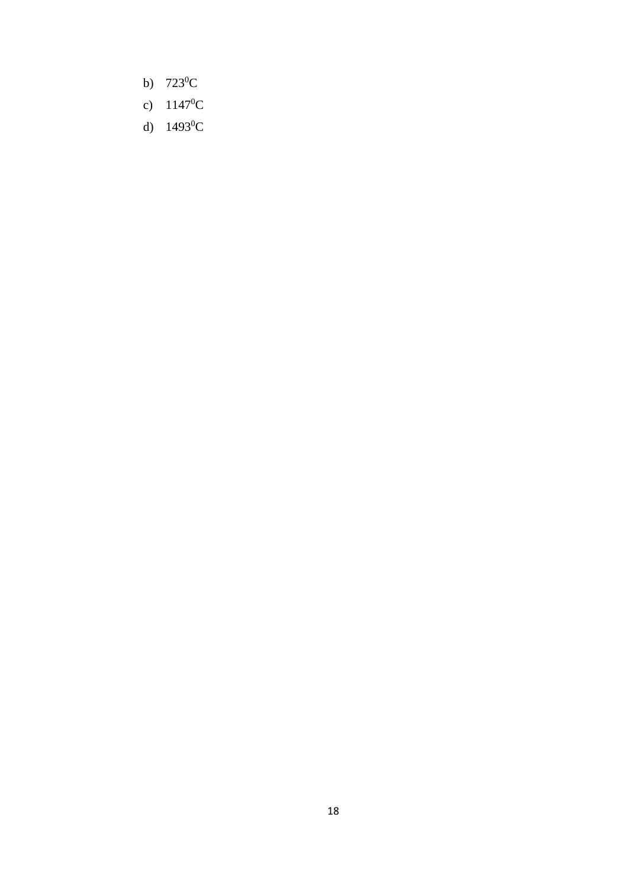b) $723^0C$

c) $1147^0C$

d) $1493^0C$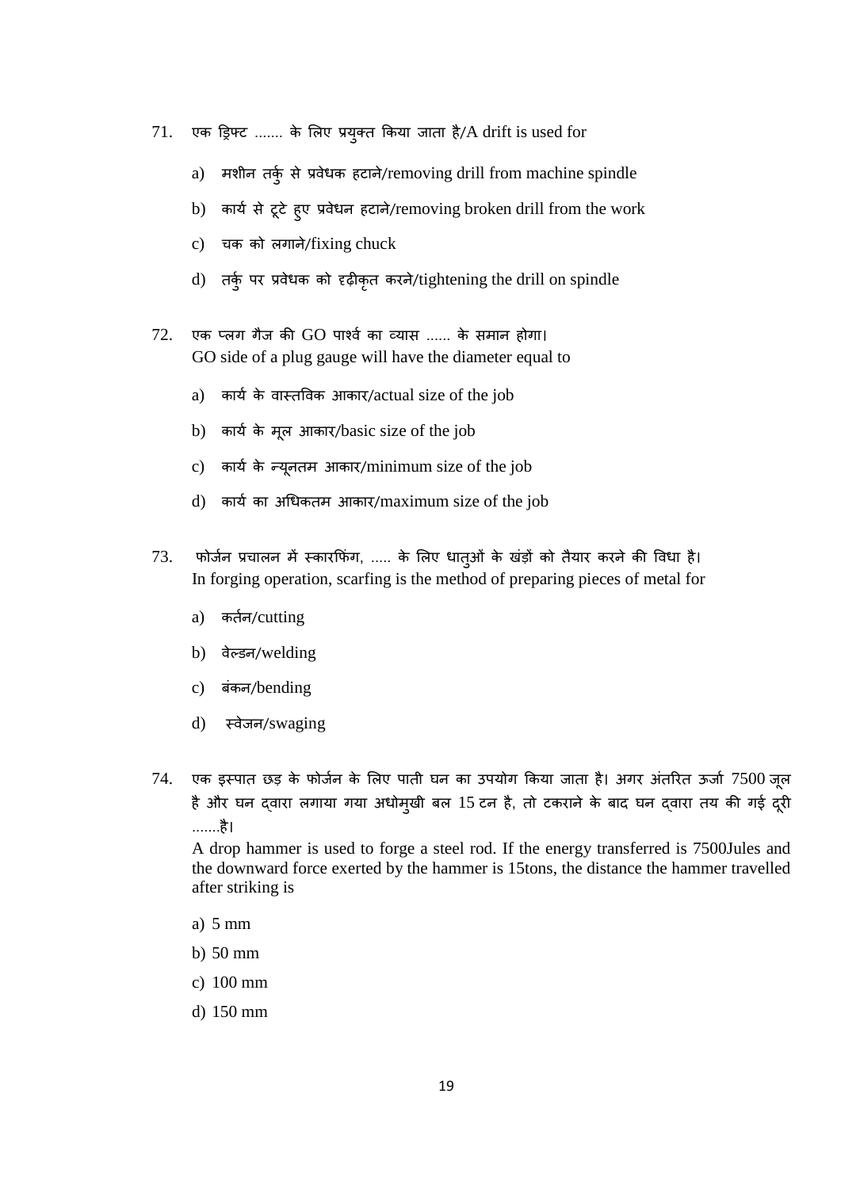71. एक ड्रिफ्ट ....... के लिए प्रयुक्त किया जाता है/A drift is used for

a) मशीन तर्कु से प्रवेधक हटाने/removing drill from machine spindle

b) कार्य से टूटे हुए प्रवेधन हटाने/removing broken drill from the work

c) चक को लगाने/fixing chuck

d) तर्कु पर प्रवेधक को दृढ़ीकृत करने/tightening the drill on spindle

72. एक प्लग गैज की GO पार्श्व का व्यास ...... के समान होगा।
GO side of a plug gauge will have the diameter equal to

a) कार्य के वास्तविक आकार/actual size of the job

b) कार्य के मूल आकार/basic size of the job

c) कार्य के न्यूनतम आकार/minimum size of the job

d) कार्य का अधिकतम आकार/maximum size of the job

73. फोर्जन प्रचालन में स्कारफिंग, ..... के लिए धातुओं के खंड़ों को तैयार करने की विधा है।
In forging operation, scarfing is the method of preparing pieces of metal for

a) कर्तन/cutting

b) वेल्डन/welding

c) बंकन/bending

d) स्वेजन/swaging

74. एक इस्पात छड़ के फोर्जन के लिए पाती घन का उपयोग किया जाता है। अगर अंतरित ऊर्जा 7500 जूल है और घन द्वारा लगाया गया अधोमुखी बल 15 टन है, तो टकराने के बाद घन द्वारा तय की गई दूरी .......है।
A drop hammer is used to forge a steel rod. If the energy transferred is 7500Jules and the downward force exerted by the hammer is 15tons, the distance the hammer travelled after striking is

a) 5 mm

b) 50 mm

c) 100 mm

d) 150 mm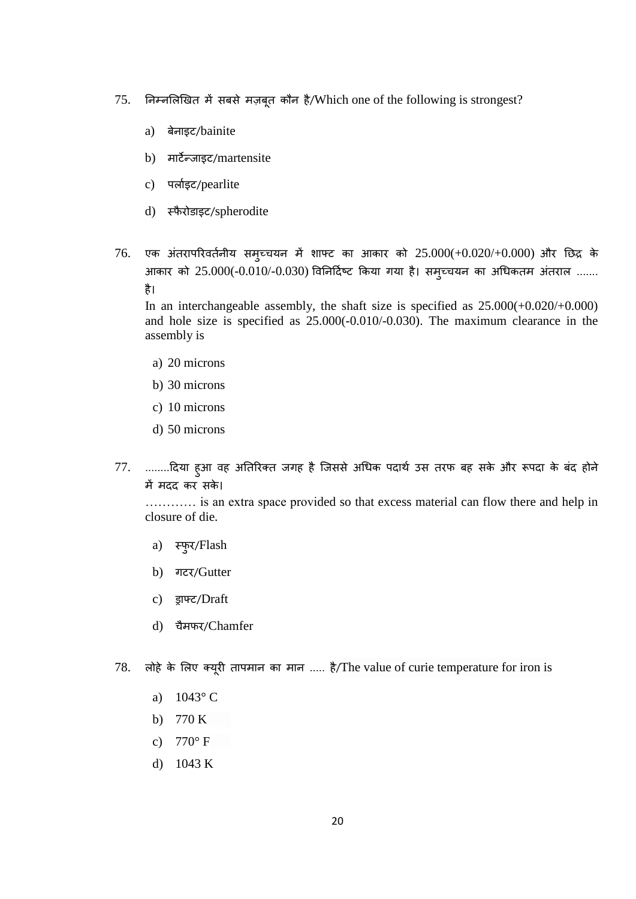75. निम्नलिखित में सबसे मज़बूत कौन है/Which one of the following is strongest?

   a) बेनाइट/bainite
   
   b) मार्टेन्जाइट/martensite
   
   c) पर्लाइट/pearlite
   
   d) स्फैरोडाइट/spherodite

76. एक अंतरापरिवर्तनीय समुच्चयन में शाफ्ट का आकार को 25.000(+0.020/+0.000) और छिद्र के आकार को 25.000(-0.010/-0.030) विनिर्दिष्ट किया गया है। समुच्चयन का अधिकतम अंतराल ....... है।
   
   In an interchangeable assembly, the shaft size is specified as 25.000(+0.020/+0.000) and hole size is specified as 25.000(-0.010/-0.030). The maximum clearance in the assembly is

   a) 20 microns
   
   b) 30 microns
   
   c) 10 microns
   
   d) 50 microns

77. ........दिया हुआ वह अतिरिक्त जगह है जिससे अधिक पदार्थ उस तरफ बह सके और रूपदा के बंद होने में मदद कर सके।
   
   ………… is an extra space provided so that excess material can flow there and help in closure of die.

   a) स्फुर/Flash
   
   b) गटर/Gutter
   
   c) ड्राफ्ट/Draft
   
   d) चैमफर/Chamfer

78. लोहे के लिए क्यूरी तापमान का मान ..... है/The value of curie temperature for iron is

   a) 1043° C
   
   b) 770 K
   
   c) 770° F
   
   d) 1043 K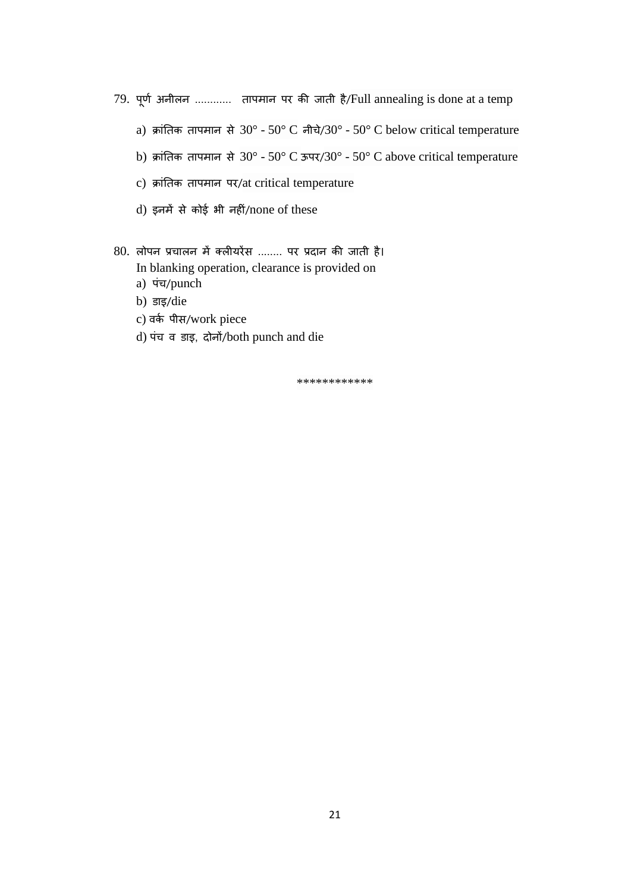79. पूर्ण अनीलन ........... तापमान पर की जाती है/Full annealing is done at a temp

a) क्रांतिक तापमान से 30° - 50° C नीचे/30° - 50° C below critical temperature

b) क्रांतिक तापमान से 30° - 50° C ऊपर/30° - 50° C above critical temperature

c) क्रांतिक तापमान पर/at critical temperature

d) इनमें से कोई भी नहीं/none of these

80. लोपन प्रचालन में क्लीयरेंस ........ पर प्रदान की जाती है।
In blanking operation, clearance is provided on

a) पंच/punch

b) डाइ/die

c) वर्क पीस/work piece

d) पंच व डाइ, दोनों/both punch and die

************